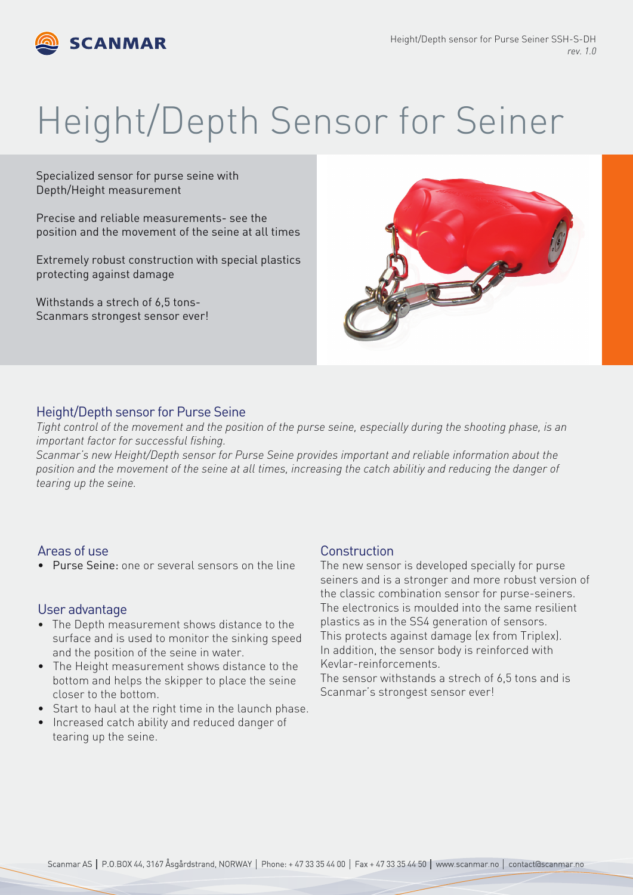# Height/Depth Sensor for Seiner

Specialized sensor for purse seine with Depth/Height measurement

Precise and reliable measurements- see the position and the movement of the seine at all times

Extremely robust construction with special plastics protecting against damage

Withstands a strech of 6,5 tons- Scanmars strongest sensor ever!

## Height/Depth sensor for Purse Seine

*Tight control of the movement and the position of the purse seine, especially during the shooting phase, is an important factor for successful fishing.*

*Scanmar's new Height/Depth sensor for Purse Seine provides important and reliable information about the position and the movement of the seine at all times, increasing the catch abilitiy and reducing the danger of tearing up the seine.*

## Areas of use

- Purse Seine: one or several sensors on the line

## User advantage

- The Depth measurement shows distance to the surface and is used to monitor the sinking speed and the position of the seine in water.
- The Height measurement shows distance to the bottom and helps the skipper to place the seine closer to the bottom.
- Start to haul at the right time in the launch phase.
- Increased catch ability and reduced danger of tearing up the seine.

## Construction

The new sensor is developed specially for purse seiners and is a stronger and more robust version of the classic combination sensor for purse-seiners. The electronics is moulded into the same resilient plastics as in the SS4 generation of sensors. This protects against damage (ex from Triplex). In addition, the sensor body is reinforced with Kevlar-reinforcements.

The sensor withstands a strech of 6,5 tons and is Scanmar's strongest sensor ever!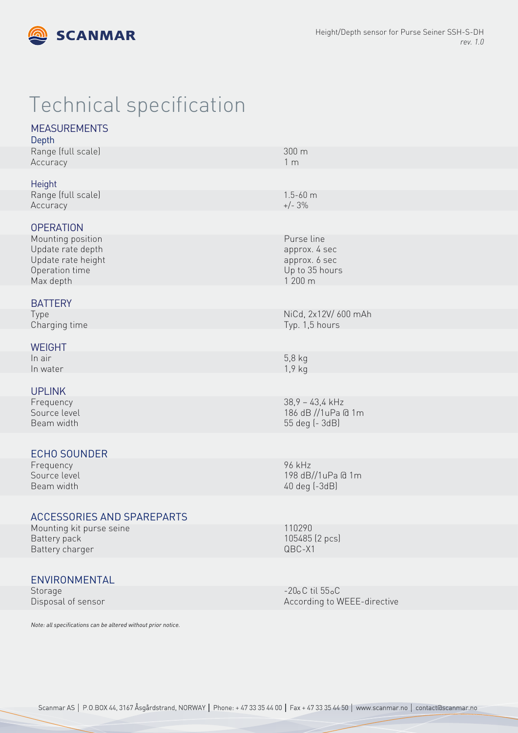# Technical specification

## MEASUREMENTS

### Depth

| | |
|---|---|
| Range (full scale) | 300 m |
| Accuracy | 1 m |

### Height

| | |
|---|---|
| Range (full scale) | 1.5-60 m |
| Accuracy | +/- 3% |

## OPERATION

| | |
|---|---|
| Mounting position | Purse line |
| Update rate depth | approx. 4 sec |
| Update rate height | approx. 6 sec |
| Operation time | Up to 35 hours |
| Max depth | 1 200 m |

## BATTERY

| | |
|---|---|
| Type | NiCd, 2x12V/ 600 mAh |
| Charging time | Typ. 1,5 hours |

## WEIGHT

| | |
|---|---|
| In air | 5,8 kg |
| In water | 1,9 kg |

## UPLINK

| | |
|---|---|
| Frequency | 38,9 – 43,4 kHz |
| Source level | 186 dB //1uPa @ 1m |
| Beam width | 55 deg (- 3dB) |

## ECHO SOUNDER

| | |
|---|---|
| Frequency | 96 kHz |
| Source level | 198 dB//1uPa @ 1m |
| Beam width | 40 deg (-3dB) |

## ACCESSORIES AND SPAREPARTS

| | |
|---|---|
| Mounting kit purse seine | 110290 |
| Battery pack | 105485 (2 pcs) |
| Battery charger | QBC-X1 |

## ENVIRONMENTAL

| | |
|---|---|
| Storage | -20°C til 55°C |
| Disposal of sensor | According to WEEE-directive |

*Note: all specifications can be altered without prior notice.*

Scanmar AS | P.O.BOX 44, 3167 Åsgårdstrand, NORWAY | Phone: + 47 33 35 44 00 | Fax + 47 33 35 44 50 | www.scanmar.no | contact@scanmar.no